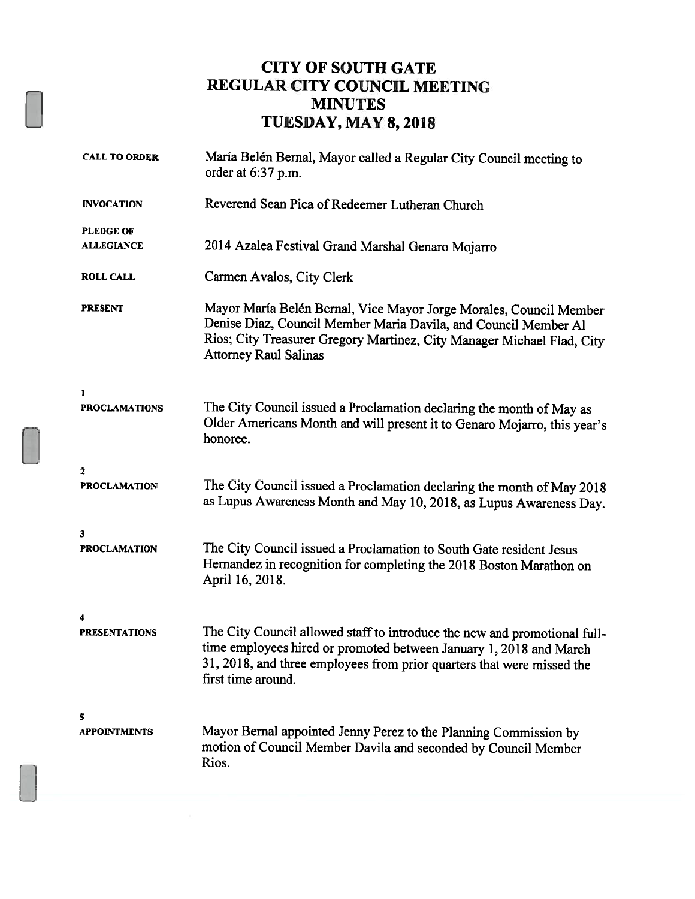# CITY OF SOUTH GATE
# REGULAR CITY COUNCIL MEETING
# MINUTES
# TUESDAY, MAY 8, 2018

**CALL TO ORDER**
María Belén Bernal, Mayor called a Regular City Council meeting to order at 6:37 p.m.

**INVOCATION**
Reverend Sean Pica of Redeemer Lutheran Church

**PLEDGE OF ALLEGIANCE**
2014 Azalea Festival Grand Marshal Genaro Mojarro

**ROLL CALL**
Carmen Avalos, City Clerk

**PRESENT**
Mayor María Belén Bernal, Vice Mayor Jorge Morales, Council Member Denise Diaz, Council Member Maria Davila, and Council Member Al Rios; City Treasurer Gregory Martinez, City Manager Michael Flad, City Attorney Raul Salinas

**1**
**PROCLAMATIONS**
The City Council issued a Proclamation declaring the month of May as Older Americans Month and will present it to Genaro Mojarro, this year's honoree.

**2**
**PROCLAMATION**
The City Council issued a Proclamation declaring the month of May 2018 as Lupus Awareness Month and May 10, 2018, as Lupus Awareness Day.

**3**
**PROCLAMATION**
The City Council issued a Proclamation to South Gate resident Jesus Hernandez in recognition for completing the 2018 Boston Marathon on April 16, 2018.

**4**
**PRESENTATIONS**
The City Council allowed staff to introduce the new and promotional full-time employees hired or promoted between January 1, 2018 and March 31, 2018, and three employees from prior quarters that were missed the first time around.

**5**
**APPOINTMENTS**
Mayor Bernal appointed Jenny Perez to the Planning Commission by motion of Council Member Davila and seconded by Council Member Rios.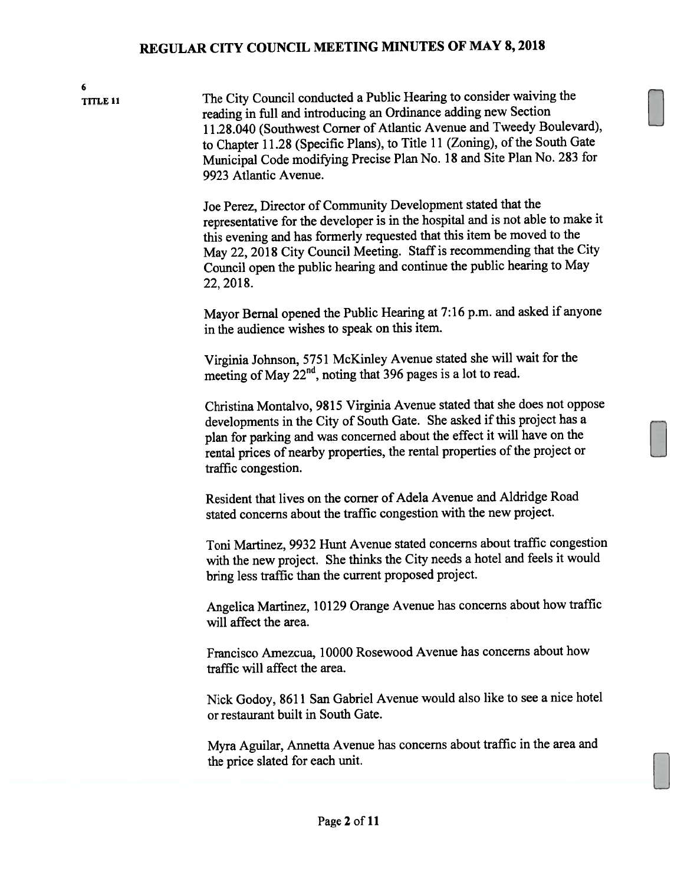**6**
**TITLE 11**

The City Council conducted a Public Hearing to consider waiving the reading in full and introducing an Ordinance adding new Section 11.28.040 (Southwest Corner of Atlantic Avenue and Tweedy Boulevard), to Chapter 11.28 (Specific Plans), to Title 11 (Zoning), of the South Gate Municipal Code modifying Precise Plan No. 18 and Site Plan No. 283 for 9923 Atlantic Avenue.

Joe Perez, Director of Community Development stated that the representative for the developer is in the hospital and is not able to make it this evening and has formerly requested that this item be moved to the May 22, 2018 City Council Meeting. Staff is recommending that the City Council open the public hearing and continue the public hearing to May 22, 2018.

Mayor Bernal opened the Public Hearing at 7:16 p.m. and asked if anyone in the audience wishes to speak on this item.

Virginia Johnson, 5751 McKinley Avenue stated she will wait for the meeting of May 22nd, noting that 396 pages is a lot to read.

Christina Montalvo, 9815 Virginia Avenue stated that she does not oppose developments in the City of South Gate. She asked if this project has a plan for parking and was concerned about the effect it will have on the rental prices of nearby properties, the rental properties of the project or traffic congestion.

Resident that lives on the corner of Adela Avenue and Aldridge Road stated concerns about the traffic congestion with the new project.

Toni Martinez, 9932 Hunt Avenue stated concerns about traffic congestion with the new project. She thinks the City needs a hotel and feels it would bring less traffic than the current proposed project.

Angelica Martinez, 10129 Orange Avenue has concerns about how traffic will affect the area.

Francisco Amezcua, 10000 Rosewood Avenue has concerns about how traffic will affect the area.

Nick Godoy, 8611 San Gabriel Avenue would also like to see a nice hotel or restaurant built in South Gate.

Myra Aguilar, Annetta Avenue has concerns about traffic in the area and the price slated for each unit.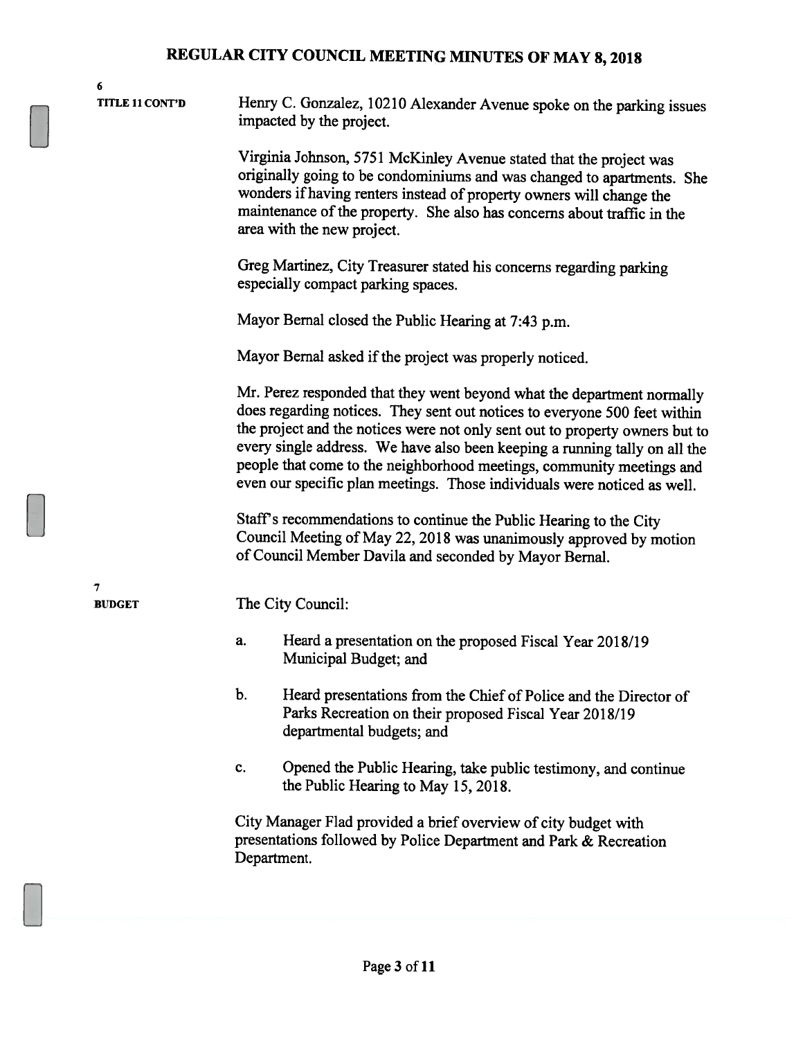# REGULAR CITY COUNCIL MEETING MINUTES OF MAY 8, 2018

**6**
**TITLE 11 CONT'D**

Henry C. Gonzalez, 10210 Alexander Avenue spoke on the parking issues impacted by the project.

Virginia Johnson, 5751 McKinley Avenue stated that the project was originally going to be condominiums and was changed to apartments. She wonders if having renters instead of property owners will change the maintenance of the property. She also has concerns about traffic in the area with the new project.

Greg Martinez, City Treasurer stated his concerns regarding parking especially compact parking spaces.

Mayor Bernal closed the Public Hearing at 7:43 p.m.

Mayor Bernal asked if the project was properly noticed.

Mr. Perez responded that they went beyond what the department normally does regarding notices. They sent out notices to everyone 500 feet within the project and the notices were not only sent out to property owners but to every single address. We have also been keeping a running tally on all the people that come to the neighborhood meetings, community meetings and even our specific plan meetings. Those individuals were noticed as well.

Staff's recommendations to continue the Public Hearing to the City Council Meeting of May 22, 2018 was unanimously approved by motion of Council Member Davila and seconded by Mayor Bernal.

**7**
**BUDGET**

The City Council:

a. Heard a presentation on the proposed Fiscal Year 2018/19 Municipal Budget; and

b. Heard presentations from the Chief of Police and the Director of Parks Recreation on their proposed Fiscal Year 2018/19 departmental budgets; and

c. Opened the Public Hearing, take public testimony, and continue the Public Hearing to May 15, 2018.

City Manager Flad provided a brief overview of city budget with presentations followed by Police Department and Park & Recreation Department.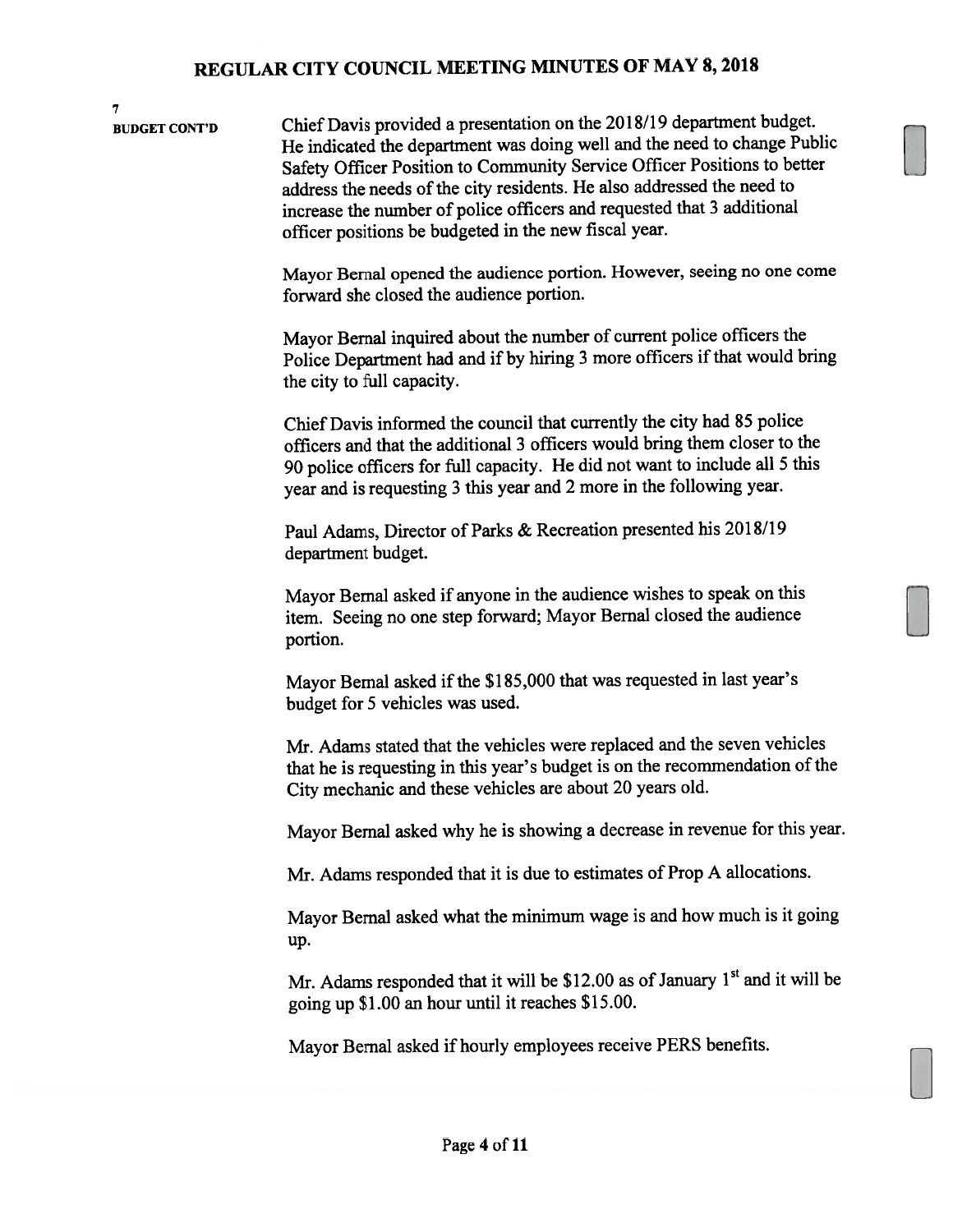7

**BUDGET CONT'D**

Chief Davis provided a presentation on the 2018/19 department budget. He indicated the department was doing well and the need to change Public Safety Officer Position to Community Service Officer Positions to better address the needs of the city residents. He also addressed the need to increase the number of police officers and requested that 3 additional officer positions be budgeted in the new fiscal year.

Mayor Bernal opened the audience portion. However, seeing no one come forward she closed the audience portion.

Mayor Bernal inquired about the number of current police officers the Police Department had and if by hiring 3 more officers if that would bring the city to full capacity.

Chief Davis informed the council that currently the city had 85 police officers and that the additional 3 officers would bring them closer to the 90 police officers for full capacity. He did not want to include all 5 this year and is requesting 3 this year and 2 more in the following year.

Paul Adams, Director of Parks & Recreation presented his 2018/19 department budget.

Mayor Bernal asked if anyone in the audience wishes to speak on this item. Seeing no one step forward; Mayor Bernal closed the audience portion.

Mayor Bernal asked if the $185,000 that was requested in last year's budget for 5 vehicles was used.

Mr. Adams stated that the vehicles were replaced and the seven vehicles that he is requesting in this year's budget is on the recommendation of the City mechanic and these vehicles are about 20 years old.

Mayor Bernal asked why he is showing a decrease in revenue for this year.

Mr. Adams responded that it is due to estimates of Prop A allocations.

Mayor Bernal asked what the minimum wage is and how much is it going up.

Mr. Adams responded that it will be $12.00 as of January 1st and it will be going up $1.00 an hour until it reaches $15.00.

Mayor Bernal asked if hourly employees receive PERS benefits.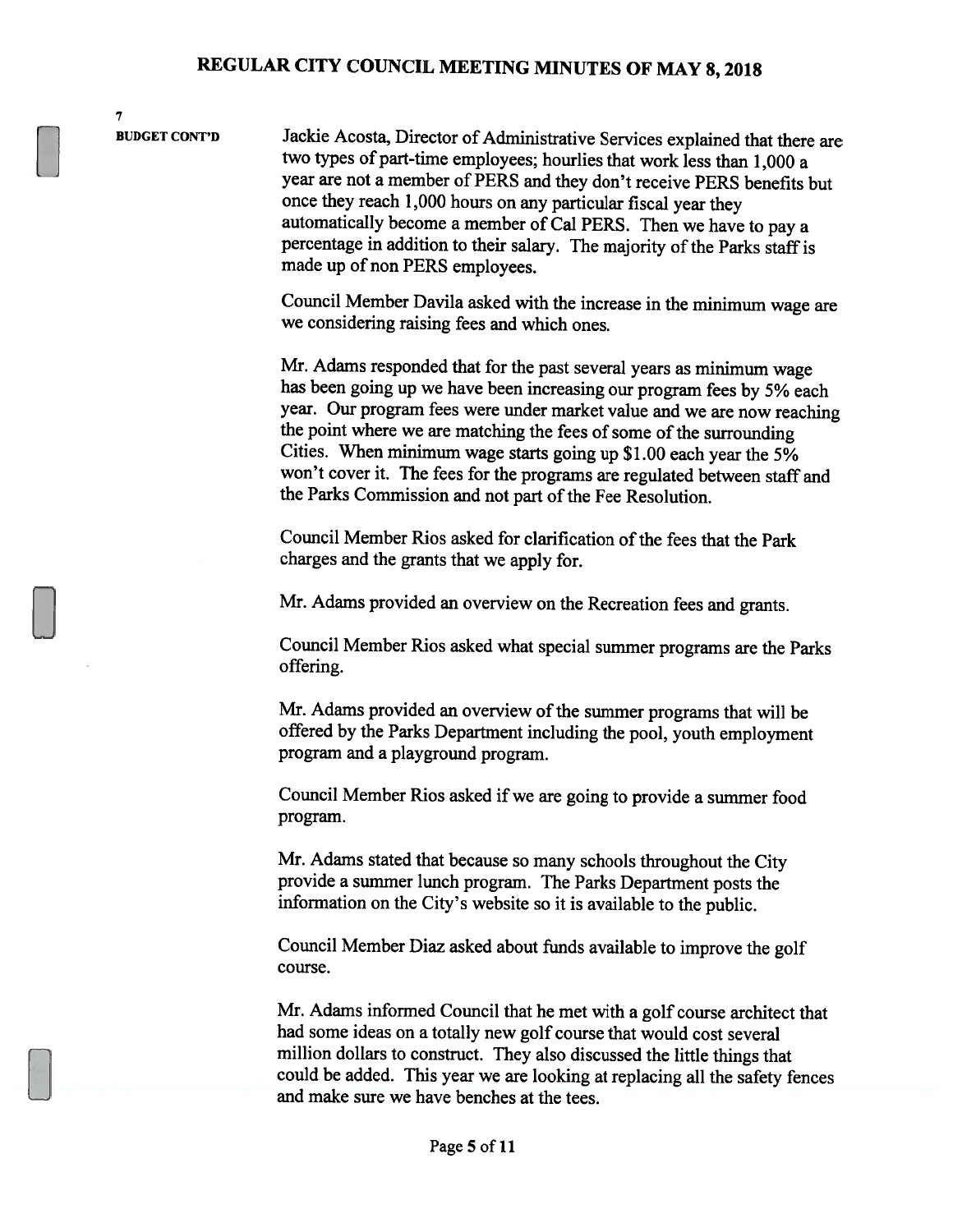7

**BUDGET CONT'D**

Jackie Acosta, Director of Administrative Services explained that there are two types of part-time employees; hourlies that work less than 1,000 a year are not a member of PERS and they don't receive PERS benefits but once they reach 1,000 hours on any particular fiscal year they automatically become a member of Cal PERS. Then we have to pay a percentage in addition to their salary. The majority of the Parks staff is made up of non PERS employees.

Council Member Davila asked with the increase in the minimum wage are we considering raising fees and which ones.

Mr. Adams responded that for the past several years as minimum wage has been going up we have been increasing our program fees by 5% each year. Our program fees were under market value and we are now reaching the point where we are matching the fees of some of the surrounding Cities. When minimum wage starts going up $1.00 each year the 5% won't cover it. The fees for the programs are regulated between staff and the Parks Commission and not part of the Fee Resolution.

Council Member Rios asked for clarification of the fees that the Park charges and the grants that we apply for.

Mr. Adams provided an overview on the Recreation fees and grants.

Council Member Rios asked what special summer programs are the Parks offering.

Mr. Adams provided an overview of the summer programs that will be offered by the Parks Department including the pool, youth employment program and a playground program.

Council Member Rios asked if we are going to provide a summer food program.

Mr. Adams stated that because so many schools throughout the City provide a summer lunch program. The Parks Department posts the information on the City's website so it is available to the public.

Council Member Diaz asked about funds available to improve the golf course.

Mr. Adams informed Council that he met with a golf course architect that had some ideas on a totally new golf course that would cost several million dollars to construct. They also discussed the little things that could be added. This year we are looking at replacing all the safety fences and make sure we have benches at the tees.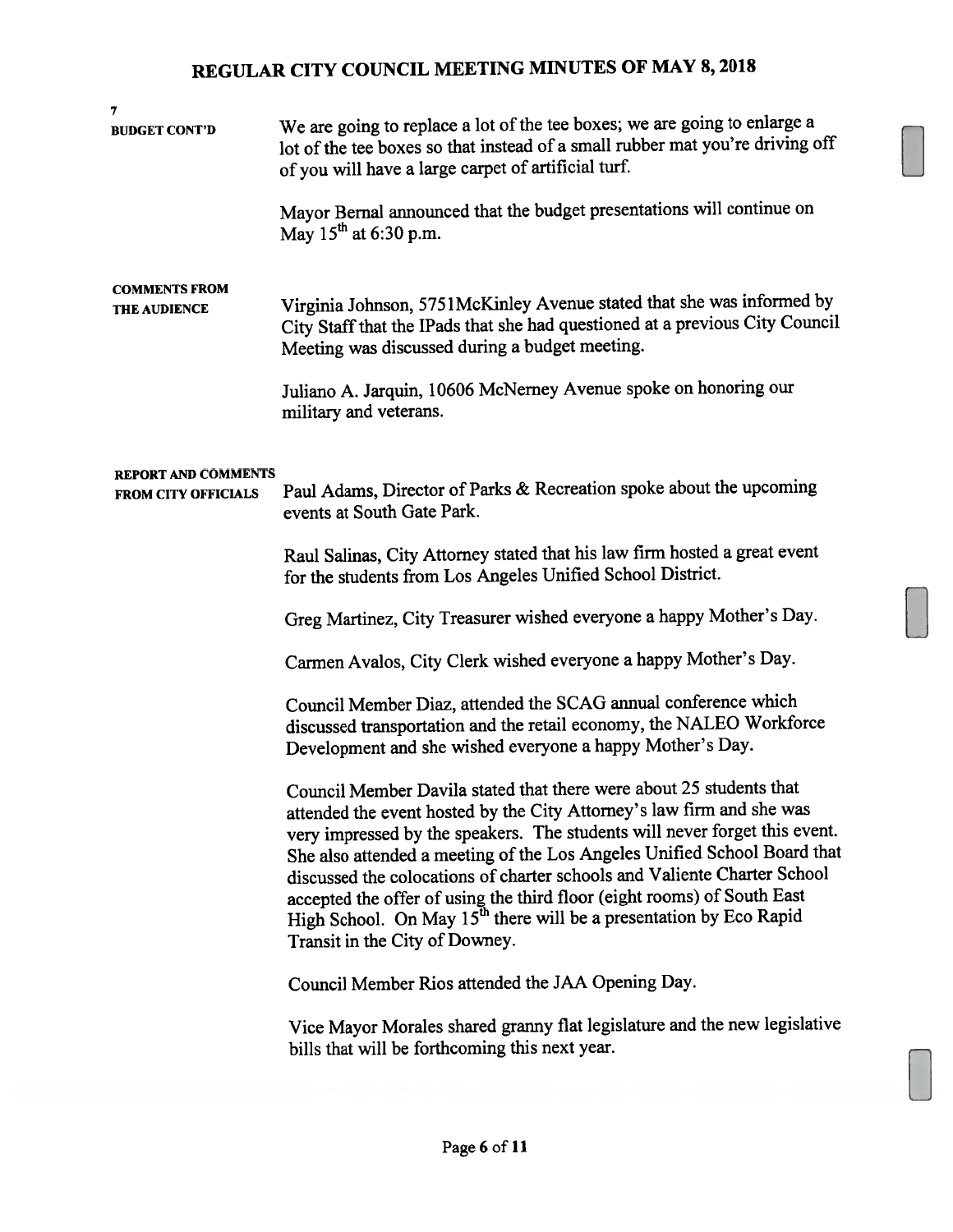7

**BUDGET CONT'D**

We are going to replace a lot of the tee boxes; we are going to enlarge a lot of the tee boxes so that instead of a small rubber mat you're driving off of you will have a large carpet of artificial turf.

Mayor Bernal announced that the budget presentations will continue on May 15th at 6:30 p.m.

**COMMENTS FROM THE AUDIENCE**

Virginia Johnson, 5751McKinley Avenue stated that she was informed by City Staff that the IPads that she had questioned at a previous City Council Meeting was discussed during a budget meeting.

Juliano A. Jarquin, 10606 McNerney Avenue spoke on honoring our military and veterans.

**REPORT AND COMMENTS FROM CITY OFFICIALS**

Paul Adams, Director of Parks & Recreation spoke about the upcoming events at South Gate Park.

Raul Salinas, City Attorney stated that his law firm hosted a great event for the students from Los Angeles Unified School District.

Greg Martinez, City Treasurer wished everyone a happy Mother's Day.

Carmen Avalos, City Clerk wished everyone a happy Mother's Day.

Council Member Diaz, attended the SCAG annual conference which discussed transportation and the retail economy, the NALEO Workforce Development and she wished everyone a happy Mother's Day.

Council Member Davila stated that there were about 25 students that attended the event hosted by the City Attorney's law firm and she was very impressed by the speakers. The students will never forget this event. She also attended a meeting of the Los Angeles Unified School Board that discussed the colocations of charter schools and Valiente Charter School accepted the offer of using the third floor (eight rooms) of South East High School. On May 15th there will be a presentation by Eco Rapid Transit in the City of Downey.

Council Member Rios attended the JAA Opening Day.

Vice Mayor Morales shared granny flat legislature and the new legislative bills that will be forthcoming this next year.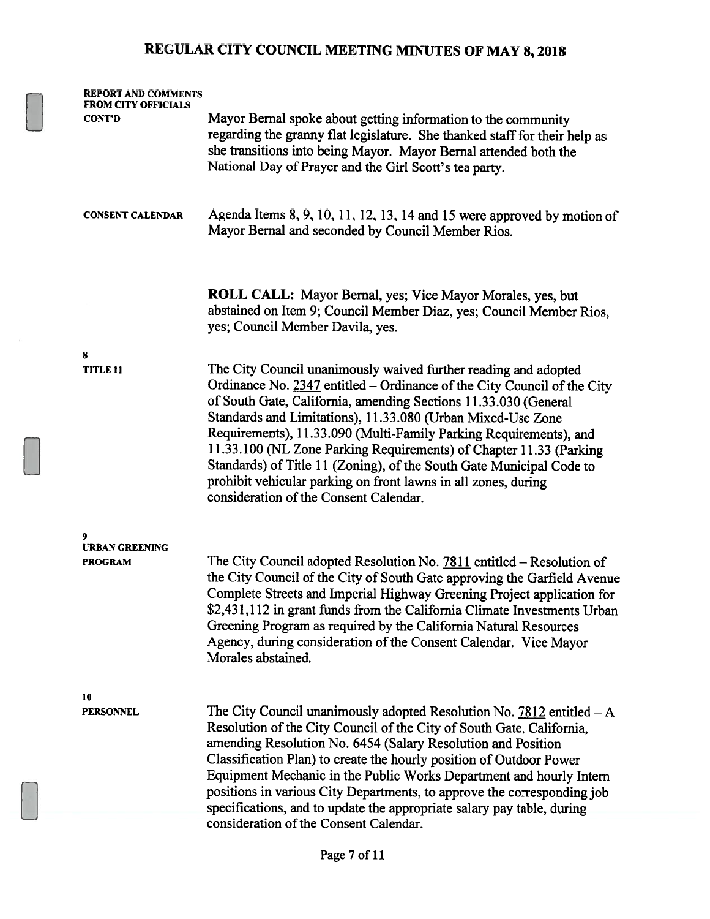# REGULAR CITY COUNCIL MEETING MINUTES OF MAY 8, 2018

**REPORT AND COMMENTS FROM CITY OFFICIALS CONT'D**

Mayor Bernal spoke about getting information to the community regarding the granny flat legislature. She thanked staff for their help as she transitions into being Mayor. Mayor Bernal attended both the National Day of Prayer and the Girl Scott's tea party.

**CONSENT CALENDAR**

Agenda Items 8, 9, 10, 11, 12, 13, 14 and 15 were approved by motion of Mayor Bernal and seconded by Council Member Rios.

**ROLL CALL:** Mayor Bernal, yes; Vice Mayor Morales, yes, but abstained on Item 9; Council Member Diaz, yes; Council Member Rios, yes; Council Member Davila, yes.

**8**
**TITLE 11**

The City Council unanimously waived further reading and adopted Ordinance No. 2347 entitled – Ordinance of the City Council of the City of South Gate, California, amending Sections 11.33.030 (General Standards and Limitations), 11.33.080 (Urban Mixed-Use Zone Requirements), 11.33.090 (Multi-Family Parking Requirements), and 11.33.100 (NL Zone Parking Requirements) of Chapter 11.33 (Parking Standards) of Title 11 (Zoning), of the South Gate Municipal Code to prohibit vehicular parking on front lawns in all zones, during consideration of the Consent Calendar.

**9**
**URBAN GREENING PROGRAM**

The City Council adopted Resolution No. 7811 entitled – Resolution of the City Council of the City of South Gate approving the Garfield Avenue Complete Streets and Imperial Highway Greening Project application for $2,431,112 in grant funds from the California Climate Investments Urban Greening Program as required by the California Natural Resources Agency, during consideration of the Consent Calendar. Vice Mayor Morales abstained.

**10**
**PERSONNEL**

The City Council unanimously adopted Resolution No. 7812 entitled – A Resolution of the City Council of the City of South Gate, California, amending Resolution No. 6454 (Salary Resolution and Position Classification Plan) to create the hourly position of Outdoor Power Equipment Mechanic in the Public Works Department and hourly Intern positions in various City Departments, to approve the corresponding job specifications, and to update the appropriate salary pay table, during consideration of the Consent Calendar.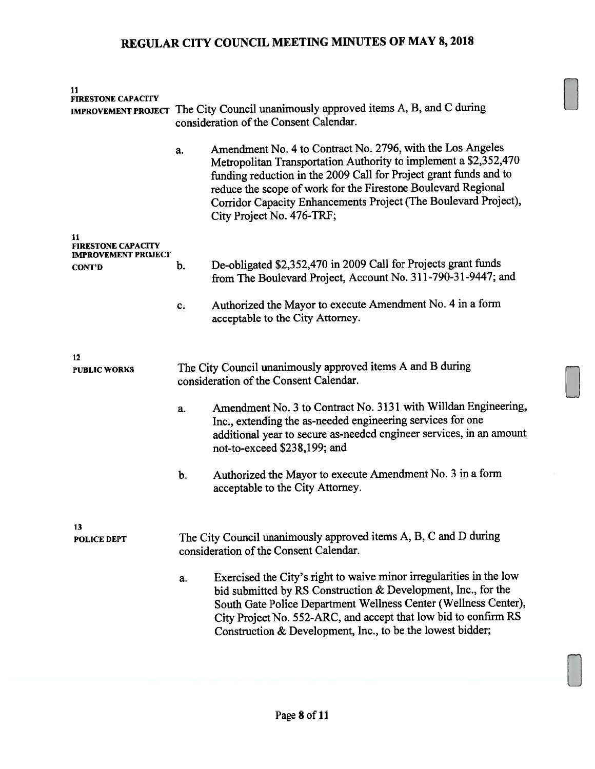**11**
**FIRESTONE CAPACITY IMPROVEMENT PROJECT**

The City Council unanimously approved items A, B, and C during consideration of the Consent Calendar.

a. Amendment No. 4 to Contract No. 2796, with the Los Angeles Metropolitan Transportation Authority to implement a $2,352,470 funding reduction in the 2009 Call for Project grant funds and to reduce the scope of work for the Firestone Boulevard Regional Corridor Capacity Enhancements Project (The Boulevard Project), City Project No. 476-TRF;

**11**
**FIRESTONE CAPACITY IMPROVEMENT PROJECT CONT'D**

b. De-obligated $2,352,470 in 2009 Call for Projects grant funds from The Boulevard Project, Account No. 311-790-31-9447; and

c. Authorized the Mayor to execute Amendment No. 4 in a form acceptable to the City Attorney.

**12**
**PUBLIC WORKS**

The City Council unanimously approved items A and B during consideration of the Consent Calendar.

a. Amendment No. 3 to Contract No. 3131 with Willdan Engineering, Inc., extending the as-needed engineering services for one additional year to secure as-needed engineer services, in an amount not-to-exceed $238,199; and

b. Authorized the Mayor to execute Amendment No. 3 in a form acceptable to the City Attorney.

**13**
**POLICE DEPT**

The City Council unanimously approved items A, B, C and D during consideration of the Consent Calendar.

a. Exercised the City's right to waive minor irregularities in the low bid submitted by RS Construction & Development, Inc., for the South Gate Police Department Wellness Center (Wellness Center), City Project No. 552-ARC, and accept that low bid to confirm RS Construction & Development, Inc., to be the lowest bidder;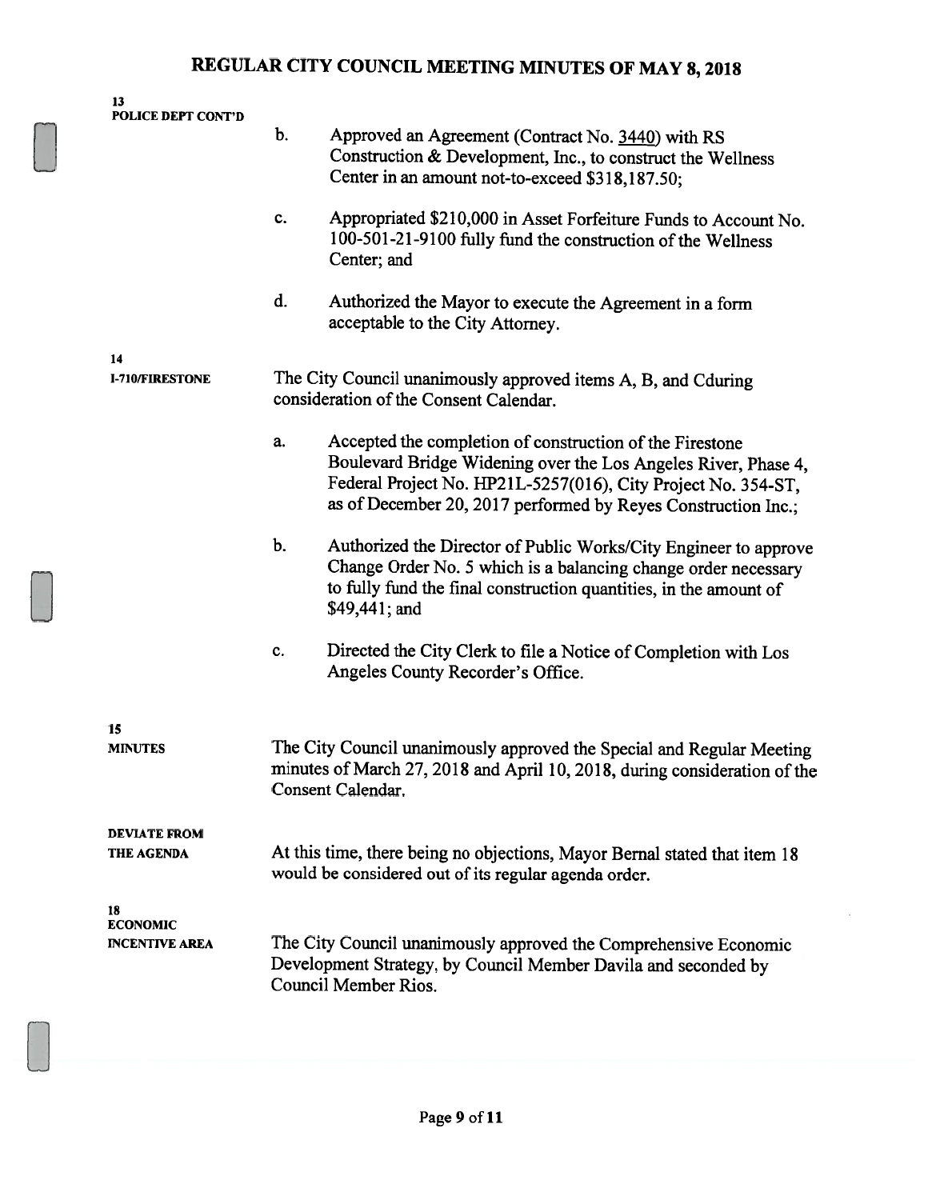# REGULAR CITY COUNCIL MEETING MINUTES OF MAY 8, 2018

**13**
**POLICE DEPT CONT'D**

b. Approved an Agreement (Contract No. 3440) with RS Construction & Development, Inc., to construct the Wellness Center in an amount not-to-exceed $318,187.50;

c. Appropriated $210,000 in Asset Forfeiture Funds to Account No. 100-501-21-9100 fully fund the construction of the Wellness Center; and

d. Authorized the Mayor to execute the Agreement in a form acceptable to the City Attorney.

**14**
**I-710/FIRESTONE**

The City Council unanimously approved items A, B, and Cduring consideration of the Consent Calendar.

a. Accepted the completion of construction of the Firestone Boulevard Bridge Widening over the Los Angeles River, Phase 4, Federal Project No. HP21L-5257(016), City Project No. 354-ST, as of December 20, 2017 performed by Reyes Construction Inc.;

b. Authorized the Director of Public Works/City Engineer to approve Change Order No. 5 which is a balancing change order necessary to fully fund the final construction quantities, in the amount of $49,441; and

c. Directed the City Clerk to file a Notice of Completion with Los Angeles County Recorder's Office.

**15**
**MINUTES**

The City Council unanimously approved the Special and Regular Meeting minutes of March 27, 2018 and April 10, 2018, during consideration of the Consent Calendar.

**DEVIATE FROM THE AGENDA**

At this time, there being no objections, Mayor Bernal stated that item 18 would be considered out of its regular agenda order.

**18**
**ECONOMIC INCENTIVE AREA**

The City Council unanimously approved the Comprehensive Economic Development Strategy, by Council Member Davila and seconded by Council Member Rios.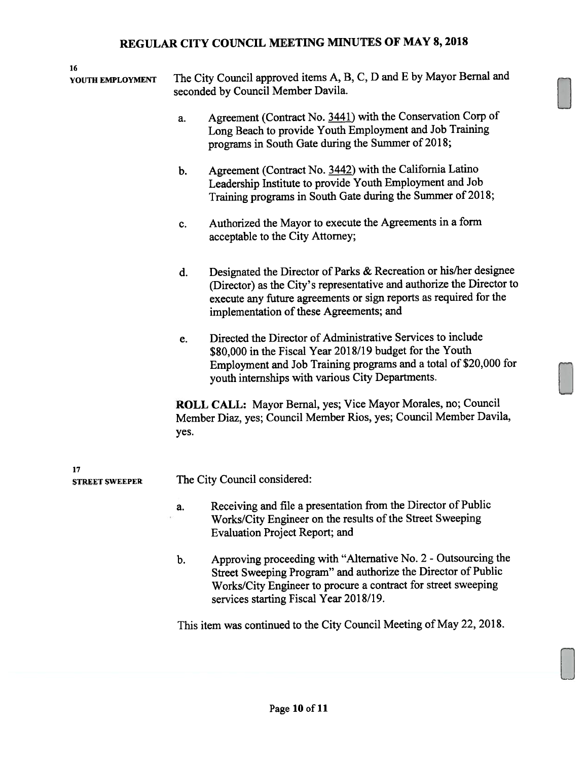**16**
**YOUTH EMPLOYMENT**

The City Council approved items A, B, C, D and E by Mayor Bernal and seconded by Council Member Davila.

a. Agreement (Contract No. 3441) with the Conservation Corp of Long Beach to provide Youth Employment and Job Training programs in South Gate during the Summer of 2018;

b. Agreement (Contract No. 3442) with the California Latino Leadership Institute to provide Youth Employment and Job Training programs in South Gate during the Summer of 2018;

c. Authorized the Mayor to execute the Agreements in a form acceptable to the City Attorney;

d. Designated the Director of Parks & Recreation or his/her designee (Director) as the City's representative and authorize the Director to execute any future agreements or sign reports as required for the implementation of these Agreements; and

e. Directed the Director of Administrative Services to include $80,000 in the Fiscal Year 2018/19 budget for the Youth Employment and Job Training programs and a total of $20,000 for youth internships with various City Departments.

**ROLL CALL:** Mayor Bernal, yes; Vice Mayor Morales, no; Council Member Diaz, yes; Council Member Rios, yes; Council Member Davila, yes.

**17**
**STREET SWEEPER**

The City Council considered:

a. Receiving and file a presentation from the Director of Public Works/City Engineer on the results of the Street Sweeping Evaluation Project Report; and

b. Approving proceeding with "Alternative No. 2 - Outsourcing the Street Sweeping Program" and authorize the Director of Public Works/City Engineer to procure a contract for street sweeping services starting Fiscal Year 2018/19.

This item was continued to the City Council Meeting of May 22, 2018.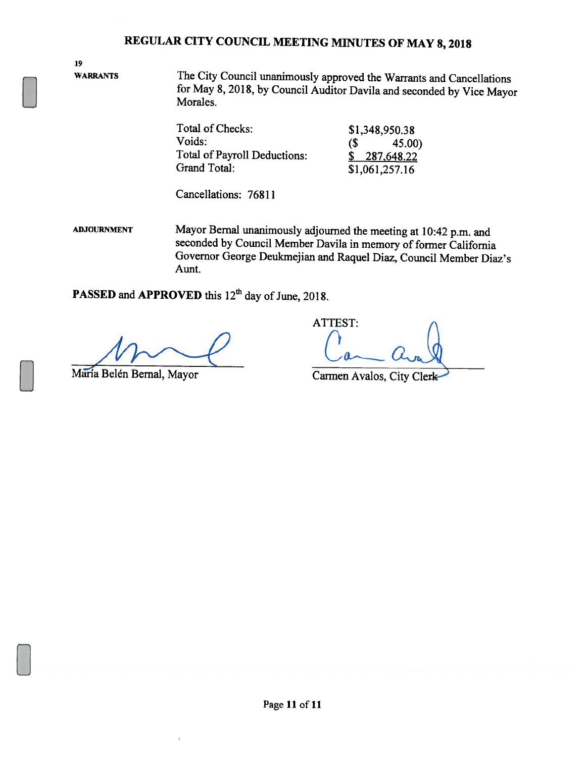## REGULAR CITY COUNCIL MEETING MINUTES OF MAY 8, 2018

**19**
**WARRANTS**

The City Council unanimously approved the Warrants and Cancellations for May 8, 2018, by Council Auditor Davila and seconded by Vice Mayor Morales.

| | |
|---|---|
| Total of Checks: | $1,348,950.38 |
| Voids: | ($ 45.00) |
| Total of Payroll Deductions: | $ 287,648.22 |
| Grand Total: | $1,061,257.16 |

Cancellations: 76811

**ADJOURNMENT**

Mayor Bernal unanimously adjourned the meeting at 10:42 p.m. and seconded by Council Member Davila in memory of former California Governor George Deukmejian and Raquel Diaz, Council Member Diaz's Aunt.

**PASSED** and **APPROVED** this 12th day of June, 2018.

María Belén Bernal, Mayor

ATTEST:

Carmen Avalos, City Clerk